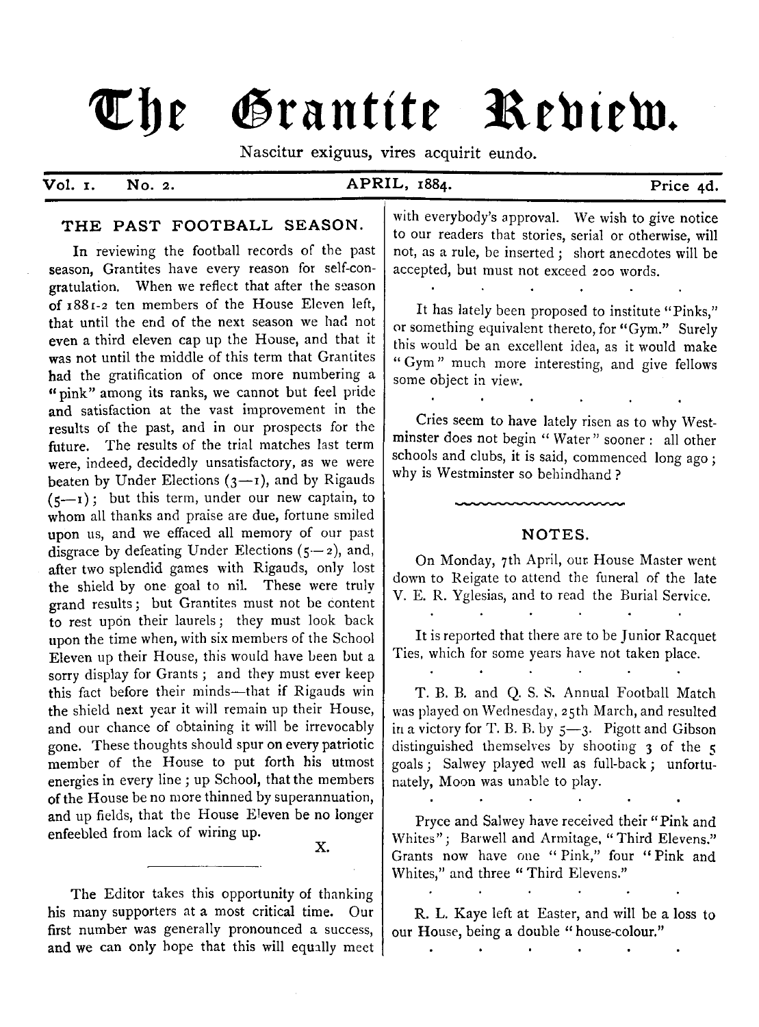# The Grantite Review.

Nascitur exiguus, vires acquirit eundo.

Vol. 1. No. 2. APRIL, 1884. Price 4d.

## THE PAST FOOTBALL SEASON.

In reviewing the football records of the past season, Grantites have every reason for self-congratulation. When we reflect that after the season of 1881-2 ten members of the House Eleven left, that until the end of the next season we had not even a third eleven cap up the House, and that it was not until the middle of this term that Grantites had the gratification of once more numbering a "pink" among its ranks, we cannot but feel pride and satisfaction at the vast improvement in the results of the past, and in our prospects for the future. The results of the trial matches last term were, indeed, decidedly unsatisfactory, as we were beaten by Under Elections (3—1), and by Rigauds (5—1); but this term, under our new captain, to whom all thanks and praise are due, fortune smiled upon us, and we effaced all memory of our past disgrace by defeating Under Elections (5—2), and, after two splendid games with Rigauds, only lost the shield by one goal to nil. These were truly grand results; but Grantites must not be content to rest upon their laurels; they must look back upon the time when, with six members of the School Eleven up their House, this would have been but a sorry display for Grants; and they must ever keep this fact before their minds—that if Rigauds win the shield next year it will remain up their House, and our chance of obtaining it will be irrevocably gone. These thoughts should spur on every patriotic member of the House to put forth his utmost energies in every line; up School, that the members of the House be no more thinned by superannuation, and up fields, that the House Eleven be no longer enfeebled from lack of wiring up.

X.

---

The Editor takes this opportunity of thanking his many supporters at a most critical time. Our first number was generally pronounced a success, and we can only hope that this will equally meet with everybody's approval. We wish to give notice to our readers that stories, serial or otherwise, will not, as a rule, be inserted; short anecdotes will be accepted, but must not exceed 200 words.

. . . . . . .

It has lately been proposed to institute "Pinks," or something equivalent thereto, for "Gym." Surely this would be an excellent idea, as it would make "Gym" much more interesting, and give fellows some object in view.

. . . . . . .

Cries seem to have lately risen as to why Westminster does not begin "Water" sooner: all other schools and clubs, it is said, commenced long ago; why is Westminster so behindhand?

## NOTES.

On Monday, 7th April, our House Master went down to Reigate to attend the funeral of the late V. E. R. Yglesias, and to read the Burial Service.

. . . . . . .

It is reported that there are to be Junior Racquet Ties, which for some years have not taken place.

. . . . . . .

T. B. B. and Q. S. S. Annual Football Match was played on Wednesday, 25th March, and resulted in a victory for T. B. B. by 5—3. Pigott and Gibson distinguished themselves by shooting 3 of the 5 goals; Salwey played well as full-back; unfortunately, Moon was unable to play.

. . . . . . .

Pryce and Salwey have received their "Pink and Whites"; Barwell and Armitage, "Third Elevens." Grants now have one "Pink," four "Pink and Whites," and three "Third Elevens."

. . . . . . .

R. L. Kaye left at Easter, and will be a loss to our House, being a double "house-colour."

. . . . . . .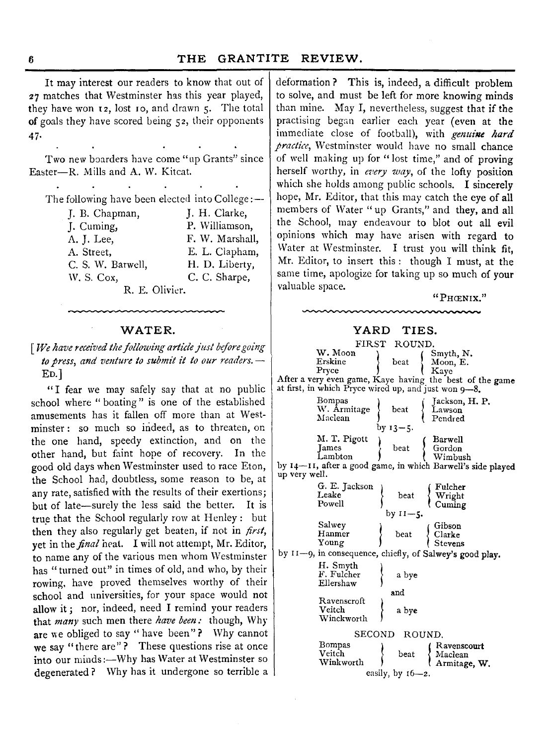It may interest our readers to know that out of 27 matches that Westminster has this year played, they have won 12, lost 10, and drawn 5. The total of goals they have scored being 52, their opponents 47.

. . . . . .

Two new boarders have come "up Grants" since Easter—R. Mills and A. W. Kitcat.

. . . . . .

The following have been elected into College:—

| | |
|---|---|
| J. B. Chapman, | J. H. Clarke, |
| J. Cuming, | P. Williamson, |
| A. J. Lee, | F. W. Marshall, |
| A. Street, | E. L. Clapham, |
| C. S. W. Barwell, | H. D. Liberty, |
| W. S. Cox, | C. C. Sharpe, |

R. E. Olivier.

## WATER.

[*We have received the following article just before going to press, and venture to submit it to our readers.*—ED.]

"I fear we may safely say that at no public school where "boating" is one of the established amusements has it fallen off more than at Westminster: so much so indeed, as to threaten, on the one hand, speedy extinction, and on the other hand, but faint hope of recovery. In the good old days when Westminster used to race Eton, the School had, doubtless, some reason to be, at any rate, satisfied with the results of their exertions; but of late—surely the less said the better. It is true that the School regularly row at Henley: but then they also regularly get beaten, if not in *first*, yet in the *final* heat. I will not attempt, Mr. Editor, to name any of the various men whom Westminster has "turned out" in times of old, and who, by their rowing, have proved themselves worthy of their school and universities, for your space would not allow it; nor, indeed, need I remind your readers that *many* such men there *have been:* though, Why are we obliged to say "have been"? Why cannot we say "there are"? These questions rise at once into our minds:—Why has Water at Westminster so degenerated? Why has it undergone so terrible a deformation? This is, indeed, a difficult problem to solve, and must be left for more knowing minds than mine. May I, nevertheless, suggest that if the practising began earlier each year (even at the immediate close of football), with *genuine hard practice*, Westminster would have no small chance of well making up for "lost time," and of proving herself worthy, in *every way*, of the lofty position which she holds among public schools. I sincerely hope, Mr. Editor, that this may catch the eye of all members of Water "up Grants," and they, and all the School, may endeavour to blot out all evil opinions which may have arisen with regard to Water at Westminster. I trust you will think fit, Mr. Editor, to insert this: though I must, at the same time, apologize for taking up so much of your valuable space.

"PHŒNIX."

## YARD TIES.

### FIRST ROUND.

W. Moon, Erskine, Pryce beat Smyth, N., Moon, E., Kaye

After a very even game, Kaye having the best of the game at first, in which Pryce wired up, and just won 9—8.

Bompas, W. Armitage, Maclean beat Jackson, H. P., Lawson, Pendred by 13—5.

M. T. Pigott, James, Lambton beat Barwell, Gordon, Wimbush by 14—11, after a good game, in which Barwell's side played up very well.

G. E. Jackson, Leake, Powell beat Fulcher, Wright, Cuming by 11—5.

Salwey, Hanmer, Young beat Gibson, Clarke, Stevens by 11—9, in consequence, chiefly, of Salwey's good play.

H. Smyth, F. Fulcher, Ellershaw — a bye

and

Ravenscroft, Veitch, Winckworth — a bye

### SECOND ROUND.

Bompas, Veitch, Winkworth beat Ravenscourt, Maclean, Armitage, W. easily, by 16—2.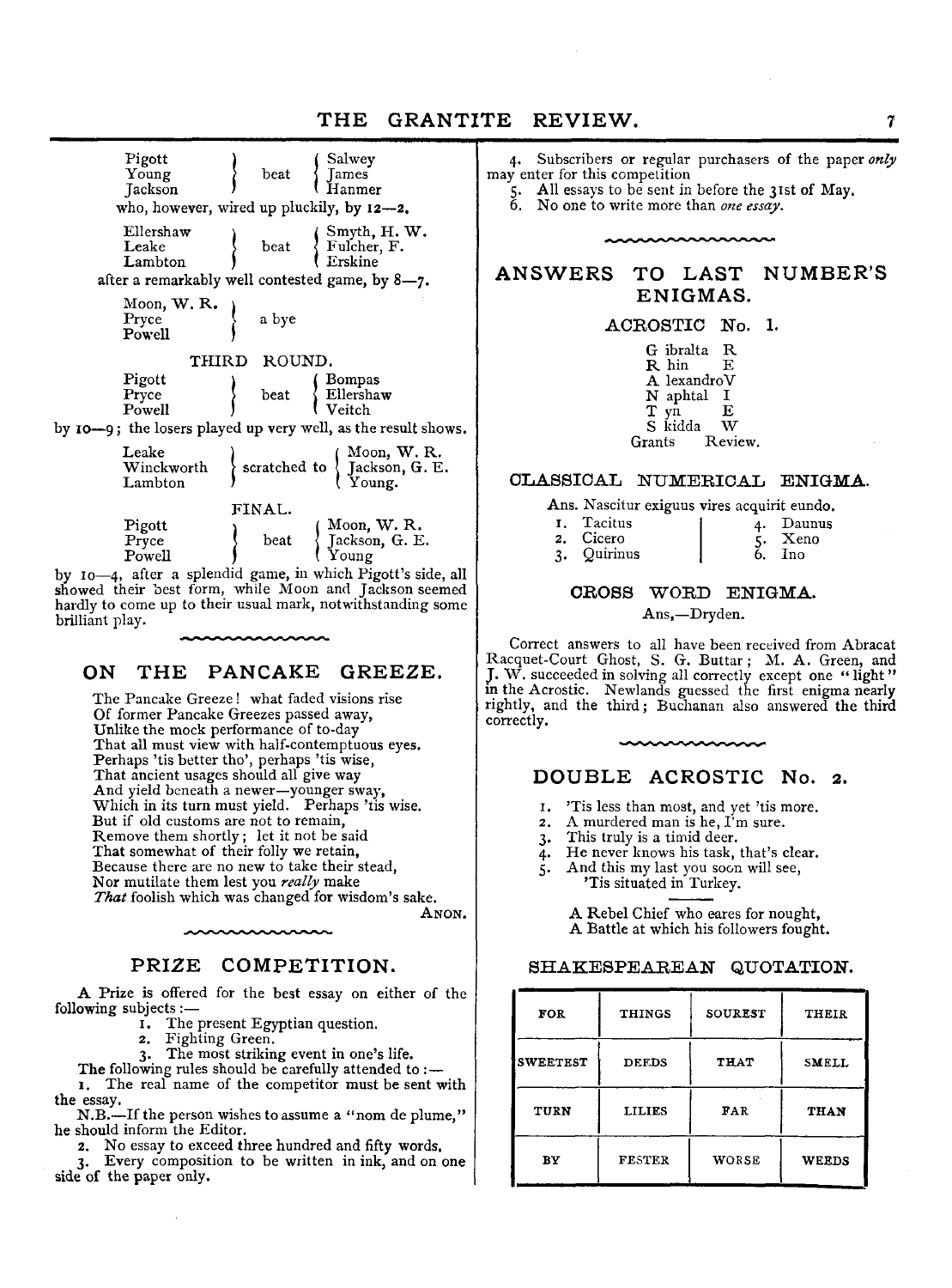Pigott, Young, Jackson beat Salwey, James, Hanmer
who, however, wired up pluckily, by 12—2.

Ellershaw, Leake, Lambton beat Smyth, H. W., Fulcher, F., Erskine
after a remarkably well contested game, by 8—7.

Moon, W. R., Pryce, Powell a bye

THIRD ROUND.

Pigott, Pryce, Powell beat Bompas, Ellershaw, Veitch
by 10—9; the losers played up very well, as the result shows.

Leake, Winckworth, Lambton scratched to Moon, W. R., Jackson, G. E., Young.

FINAL.

Pigott, Pryce, Powell beat Moon, W. R., Jackson, G. E., Young
by 10—4, after a splendid game, in which Pigott's side, all showed their best form, while Moon and Jackson seemed hardly to come up to their usual mark, notwithstanding some brilliant play.

## ON THE PANCAKE GREEZE.

The Pancake Greeze! what faded visions rise  
Of former Pancake Greezes passed away,  
Unlike the mock performance of to-day  
That all must view with half-contemptuous eyes.  
Perhaps 'tis better tho', perhaps 'tis wise,  
That ancient usages should all give way  
And yield beneath a newer—younger sway,  
Which in its turn must yield. Perhaps 'tis wise.  
But if old customs are not to remain,  
Remove them shortly; let it not be said  
That somewhat of their folly we retain,  
Because there are no new to take their stead,  
Nor mutilate them lest you *really* make  
*That* foolish which was changed for wisdom's sake.

ANON.

## PRIZE COMPETITION.

A Prize is offered for the best essay on either of the following subjects:—

1. The present Egyptian question.
2. Fighting Green.
3. The most striking event in one's life.

The following rules should be carefully attended to:—

1. The real name of the competitor must be sent with the essay.

N.B.—If the person wishes to assume a "nom de plume," he should inform the Editor.

2. No essay to exceed three hundred and fifty words.
3. Every composition to be written in ink, and on one side of the paper only.
4. Subscribers or regular purchasers of the paper *only* may enter for this competition
5. All essays to be sent in before the 31st of May.
6. No one to write more than *one essay*.

## ANSWERS TO LAST NUMBER'S ENIGMAS.

### ACROSTIC No. 1.

G ibralta R  
R hin E  
A lexandro V  
N aphtal I  
T yn E  
S kidda W  
Grants Review.

### CLASSICAL NUMERICAL ENIGMA.

Ans. Nascitur exiguus vires acquirit eundo.

1. Tacitus
2. Cicero
3. Quirinus
4. Daunus
5. Xeno
6. Ino

### CROSS WORD ENIGMA.

Ans,—Dryden.

Correct answers to all have been received from Abracat Racquet-Court Ghost, S. G. Buttar; M. A. Green, and J. W. succeeded in solving all correctly except one "light" in the Acrostic. Newlands guessed the first enigma nearly rightly, and the third; Buchanan also answered the third correctly.

## DOUBLE ACROSTIC No. 2.

1. 'Tis less than most, and yet 'tis more.
2. A murdered man is he, I'm sure.
3. This truly is a timid deer.
4. He never knows his task, that's clear.
5. And this my last you soon will see,  
   'Tis situated in Turkey.

A Rebel Chief who cares for nought,  
A Battle at which his followers fought.

### SHAKESPEAREAN QUOTATION.

| FOR | THINGS | SOUREST | THEIR |
|---|---|---|---|
| SWEETEST | DEEDS | THAT | SMELL |
| TURN | LILIES | FAR | THAN |
| BY | FESTER | WORSE | WEEDS |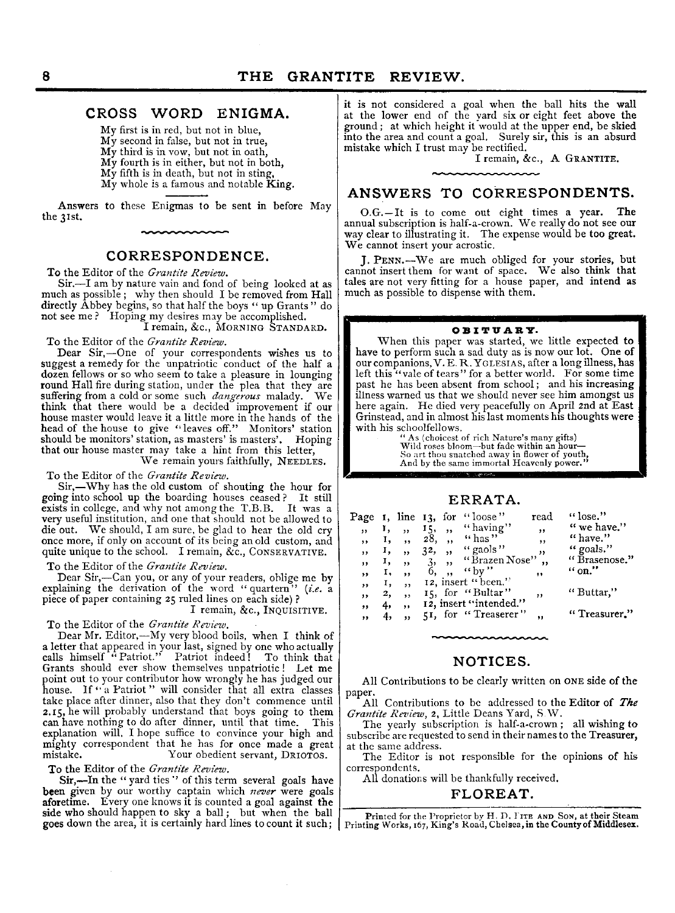## CROSS WORD ENIGMA.

My first is in red, but not in blue,
My second in false, but not in true,
My third is in vow, but not in oath,
My fourth is in either, but not in both,
My fifth is in death, but not in sting,
My whole is a famous and notable King.

Answers to these Enigmas to be sent in before May the 31st.

## CORRESPONDENCE.

To the Editor of the *Grantite Review*.

Sir,—I am by nature vain and fond of being looked at as much as possible; why then should I be removed from Hall directly Abbey begins, so that half the boys "up Grants" do not see me? Hoping my desires may be accomplished.

I remain, &c., MORNING STANDARD.

To the Editor of the *Grantite Review*.

Dear Sir,—One of your correspondents wishes us to suggest a remedy for the unpatriotic conduct of the half a dozen fellows or so who seem to take a pleasure in lounging round Hall fire during station, under the plea that they are suffering from a cold or some such *dangerous* malady. We think that there would be a decided improvement if our house master would leave it a little more in the hands of the head of the house to give "leaves off." Monitors' station should be monitors' station, as masters' is masters'. Hoping that our house master may take a hint from this letter,

We remain yours faithfully, NEEDLES.

To the Editor of the *Grantite Review*.

Sir,—Why has the old custom of shouting the hour for going into school up the boarding houses ceased? It still exists in college, and why not among the T.B.B. It was a very useful institution, and one that should not be allowed to die out. We should, I am sure, be glad to hear the old cry once more, if only on account of its being an old custom, and quite unique to the school. I remain, &c., CONSERVATIVE.

To the Editor of the *Grantite Review*.

Dear Sir,—Can you, or any of your readers, oblige me by explaining the derivation of the word "quartern" (*i.e.* a piece of paper containing 25 ruled lines on each side)?

I remain, &c., INQUISITIVE.

To the Editor of the *Grantite Review*.

Dear Mr. Editor,—My very blood boils, when I think of a letter that appeared in your last, signed by one who actually calls himself "Patriot." Patriot indeed! To think that Grants should ever show themselves unpatriotic! Let me point out to your contributor how wrongly he has judged our house. If "a Patriot" will consider that all extra classes take place after dinner, also that they don't commence until 2.15, he will probably understand that boys going to them can have nothing to do after dinner, until that time. This explanation will, I hope suffice to convince your high and mighty correspondent that he has for once made a great mistake. Your obedient servant, DRIOTOS.

To the Editor of the *Grantite Review*.

Sir,—In the "yard ties" of this term several goals have been given by our worthy captain which *never* were goals aforetime. Every one knows it is counted a goal against the side who should happen to sky a ball; but when the ball goes down the area, it is certainly hard lines to count it such; it is not considered a goal when the ball hits the wall at the lower end of the yard six or eight feet above the ground; at which height it would at the upper end, be skied into the area and count a goal. Surely sir, this is an absurd mistake which I trust may be rectified.

I remain, &c., A GRANTITE.

## ANSWERS TO CORRESPONDENTS.

O.G.—It is to come out eight times a year. The annual subscription is half-a-crown. We really do not see our way clear to illustrating it. The expense would be too great. We cannot insert your acrostic.

J. PENN.—We are much obliged for your stories, but cannot insert them for want of space. We also think that tales are not very fitting for a house paper, and intend as much as possible to dispense with them.

### OBITUARY.

When this paper was started, we little expected to have to perform such a sad duty as is now our lot. One of our companions, V. E. R. YGLESIAS, after a long illness, has left this "vale of tears" for a better world. For some time past he has been absent from school; and his increasing illness warned us that we should never see him amongst us here again. He died very peacefully on April 2nd at East Grinstead, and in almost his last moments his thoughts were with his schoolfellows.

"As (choicest of rich Nature's many gifts)
Wild roses bloom—but fade within an hour—
So art thou snatched away in flower of youth,
And by the same immortal Heavenly power."

## ERRATA.

| | | | | | | |
|---|---|---|---|---|---|---|
| Page 1, | line 13, | for | "loose" | read | "lose." |
| ,, 1, | ,, 15, | ,, | "having" | ,, | "we have." |
| ,, 1, | ,, 28, | ,, | "has" | ,, | "have." |
| ,, 1, | ,, 32, | ,, | "gaols" | ,, | "goals." |
| ,, 1, | ,, 3, | ,, | "Brazen Nose" | ,, | "Brasenose." |
| ,, 1, | ,, 6, | ,, | "by" | ,, | "on." |
| ,, 1, | ,, 12, | insert | "been." | | |
| ,, 2, | ,, 15, | for | "Bultar" | ,, | "Buttar," |
| ,, 4, | ,, 12, | insert | "intended." | | |
| ,, 4, | ,, 51, | for | "Treaserer" | ,, | "Treasurer." |

## NOTICES.

All Contributions to be clearly written on ONE side of the paper.

All Contributions to be addressed to the Editor of *The Grantite Review*, 2, Little Deans Yard, S.W.

The yearly subscription is half-a-crown; all wishing to subscribe are requested to send in their names to the Treasurer, at the same address.

The Editor is not responsible for the opinions of his correspondents.

All donations will be thankfully received.

## FLOREAT.

Printed for the Proprietor by H. D. FITE AND SON, at their Steam Printing Works, 167, King's Road, Chelsea, in the County of Middlesex.